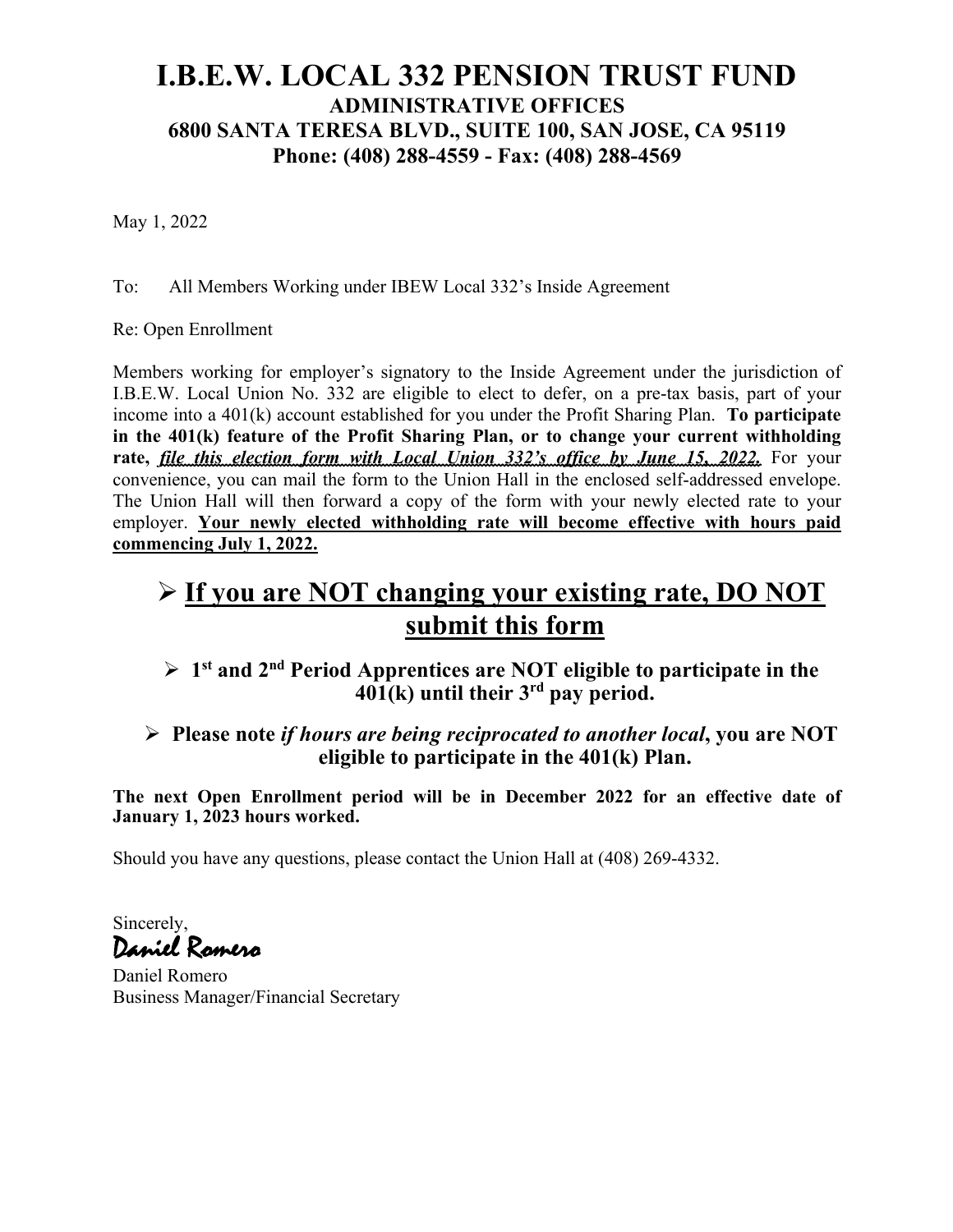# I.B.E.W. LOCAL 332 PENSION TRUST FUND

**ADMINISTRATIVE OFFICES**
**6800 SANTA TERESA BLVD., SUITE 100, SAN JOSE, CA 95119**
**Phone: (408) 288-4559 - Fax: (408) 288-4569**

May 1, 2022

To: All Members Working under IBEW Local 332's Inside Agreement

Re: Open Enrollment

Members working for employer's signatory to the Inside Agreement under the jurisdiction of I.B.E.W. Local Union No. 332 are eligible to elect to defer, on a pre-tax basis, part of your income into a 401(k) account established for you under the Profit Sharing Plan. **To participate in the 401(k) feature of the Profit Sharing Plan, or to change your current withholding rate, *file this election form with Local Union 332's office by June 15, 2022.*** For your convenience, you can mail the form to the Union Hall in the enclosed self-addressed envelope. The Union Hall will then forward a copy of the form with your newly elected rate to your employer. **Your newly elected withholding rate will become effective with hours paid commencing July 1, 2022.**

## ➢ If you are NOT changing your existing rate, DO NOT submit this form

- **1st and 2nd Period Apprentices are NOT eligible to participate in the 401(k) until their 3rd pay period.**
- **Please note *if hours are being reciprocated to another local*, you are NOT eligible to participate in the 401(k) Plan.**

**The next Open Enrollment period will be in December 2022 for an effective date of January 1, 2023 hours worked.**

Should you have any questions, please contact the Union Hall at (408) 269-4332.

Sincerely,

*Daniel Romero*

Daniel Romero
Business Manager/Financial Secretary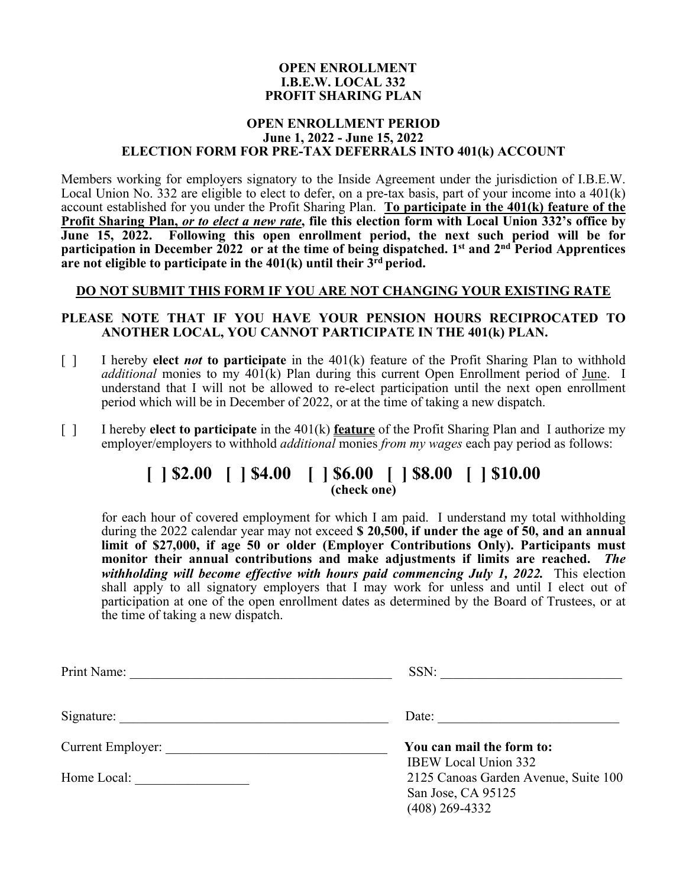**OPEN ENROLLMENT**
**I.B.E.W. LOCAL 332**
**PROFIT SHARING PLAN**

**OPEN ENROLLMENT PERIOD**
**June 1, 2022 - June 15, 2022**
**ELECTION FORM FOR PRE-TAX DEFERRALS INTO 401(k) ACCOUNT**

Members working for employers signatory to the Inside Agreement under the jurisdiction of I.B.E.W. Local Union No. 332 are eligible to elect to defer, on a pre-tax basis, part of your income into a 401(k) account established for you under the Profit Sharing Plan. **To participate in the 401(k) feature of the Profit Sharing Plan, *or to elect a new rate*, file this election form with Local Union 332's office by June 15, 2022. Following this open enrollment period, the next such period will be for participation in December 2022 or at the time of being dispatched. 1st and 2nd Period Apprentices are not eligible to participate in the 401(k) until their 3rd period.**

**DO NOT SUBMIT THIS FORM IF YOU ARE NOT CHANGING YOUR EXISTING RATE**

**PLEASE NOTE THAT IF YOU HAVE YOUR PENSION HOURS RECIPROCATED TO ANOTHER LOCAL, YOU CANNOT PARTICIPATE IN THE 401(k) PLAN.**

[ ] I hereby **elect *not* to participate** in the 401(k) feature of the Profit Sharing Plan to withhold *additional* monies to my 401(k) Plan during this current Open Enrollment period of June. I understand that I will not be allowed to re-elect participation until the next open enrollment period which will be in December of 2022, or at the time of taking a new dispatch.

[ ] I hereby **elect to participate** in the 401(k) **feature** of the Profit Sharing Plan and I authorize my employer/employers to withhold *additional* monies *from my wages* each pay period as follows:

**[ ] $2.00 [ ] $4.00 [ ] $6.00 [ ] $8.00 [ ] $10.00**
**(check one)**

for each hour of covered employment for which I am paid. I understand my total withholding during the 2022 calendar year may not exceed **$ 20,500, if under the age of 50, and an annual limit of $27,000, if age 50 or older (Employer Contributions Only). Participants must monitor their annual contributions and make adjustments if limits are reached.** ***The withholding will become effective with hours paid commencing July 1, 2022.*** This election shall apply to all signatory employers that I may work for unless and until I elect out of participation at one of the open enrollment dates as determined by the Board of Trustees, or at the time of taking a new dispatch.

Print Name: ______________________________ SSN: ______________________

Signature: ______________________________ Date: ______________________

Current Employer: ______________________________

Home Local: ______________

**You can mail the form to:**
IBEW Local Union 332
2125 Canoas Garden Avenue, Suite 100
San Jose, CA 95125
(408) 269-4332